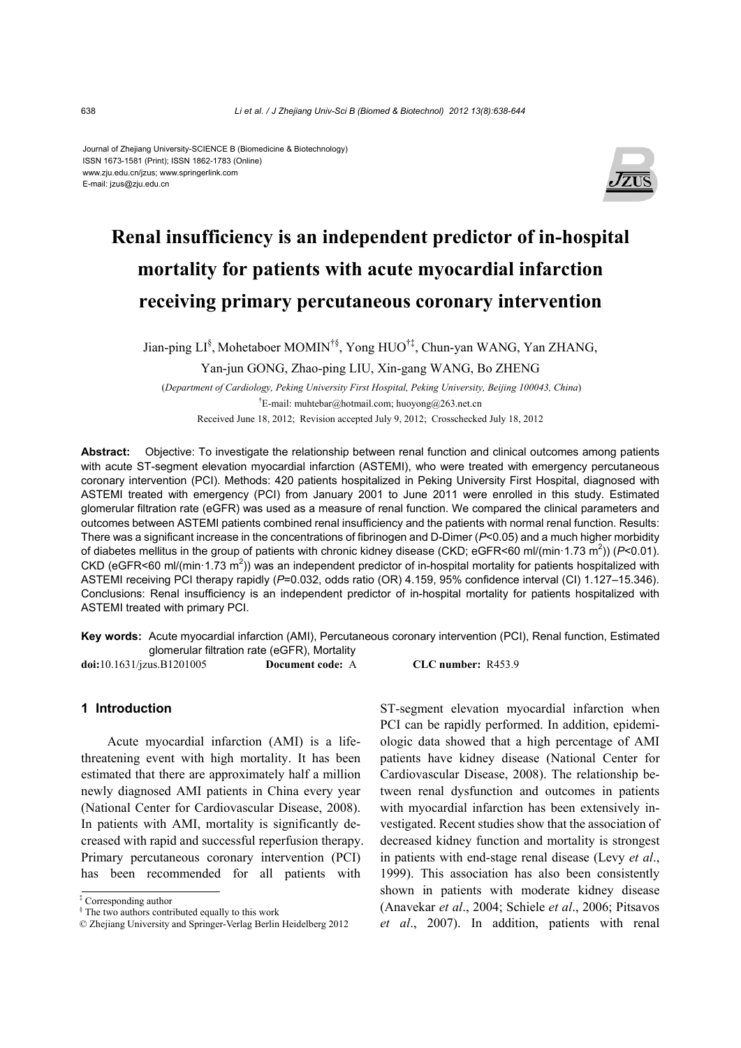Journal of Zhejiang University-SCIENCE B (Biomedicine & Biotechnology)
ISSN 1673-1581 (Print); ISSN 1862-1783 (Online)
www.zju.edu.cn/jzus; www.springerlink.com
E-mail: jzus@zju.edu.cn

# Renal insufficiency is an independent predictor of in-hospital mortality for patients with acute myocardial infarction receiving primary percutaneous coronary intervention

Jian-ping LI[§], Mohetaboer MOMIN[†§], Yong HUO[†‡], Chun-yan WANG, Yan ZHANG, Yan-jun GONG, Zhao-ping LIU, Xin-gang WANG, Bo ZHENG

(*Department of Cardiology, Peking University First Hospital, Peking University, Beijing 100043, China*)

[†]E-mail: muhtebar@hotmail.com; huoyong@263.net.cn

Received June 18, 2012; Revision accepted July 9, 2012; Crosschecked July 18, 2012

**Abstract:** Objective: To investigate the relationship between renal function and clinical outcomes among patients with acute ST-segment elevation myocardial infarction (ASTEMI), who were treated with emergency percutaneous coronary intervention (PCI). Methods: 420 patients hospitalized in Peking University First Hospital, diagnosed with ASTEMI treated with emergency (PCI) from January 2001 to June 2011 were enrolled in this study. Estimated glomerular filtration rate (eGFR) was used as a measure of renal function. We compared the clinical parameters and outcomes between ASTEMI patients combined renal insufficiency and the patients with normal renal function. Results: There was a significant increase in the concentrations of fibrinogen and D-Dimer ($P<0.05$) and a much higher morbidity of diabetes mellitus in the group of patients with chronic kidney disease (CKD; eGFR<60 ml/(min·1.73 $m^2$)) ($P<0.01$). CKD (eGFR<60 ml/(min·1.73 $m^2$)) was an independent predictor of in-hospital mortality for patients hospitalized with ASTEMI receiving PCI therapy rapidly ($P=0.032$, odds ratio (OR) 4.159, 95% confidence interval (CI) 1.127–15.346). Conclusions: Renal insufficiency is an independent predictor of in-hospital mortality for patients hospitalized with ASTEMI treated with primary PCI.

**Key words:** Acute myocardial infarction (AMI), Percutaneous coronary intervention (PCI), Renal function, Estimated glomerular filtration rate (eGFR), Mortality

**doi:**10.1631/jzus.B1201005 **Document code:** A **CLC number:** R453.9

## 1 Introduction

Acute myocardial infarction (AMI) is a life-threatening event with high mortality. It has been estimated that there are approximately half a million newly diagnosed AMI patients in China every year (National Center for Cardiovascular Disease, 2008). In patients with AMI, mortality is significantly decreased with rapid and successful reperfusion therapy. Primary percutaneous coronary intervention (PCI) has been recommended for all patients with ST-segment elevation myocardial infarction when PCI can be rapidly performed. In addition, epidemiologic data showed that a high percentage of AMI patients have kidney disease (National Center for Cardiovascular Disease, 2008). The relationship between renal dysfunction and outcomes in patients with myocardial infarction has been extensively investigated. Recent studies show that the association of decreased kidney function and mortality is strongest in patients with end-stage renal disease (Levy *et al*., 1999). This association has also been consistently shown in patients with moderate kidney disease (Anavekar *et al*., 2004; Schiele *et al*., 2006; Pitsavos *et al*., 2007). In addition, patients with renal

[‡] Corresponding author

[§] The two authors contributed equally to this work

© Zhejiang University and Springer-Verlag Berlin Heidelberg 2012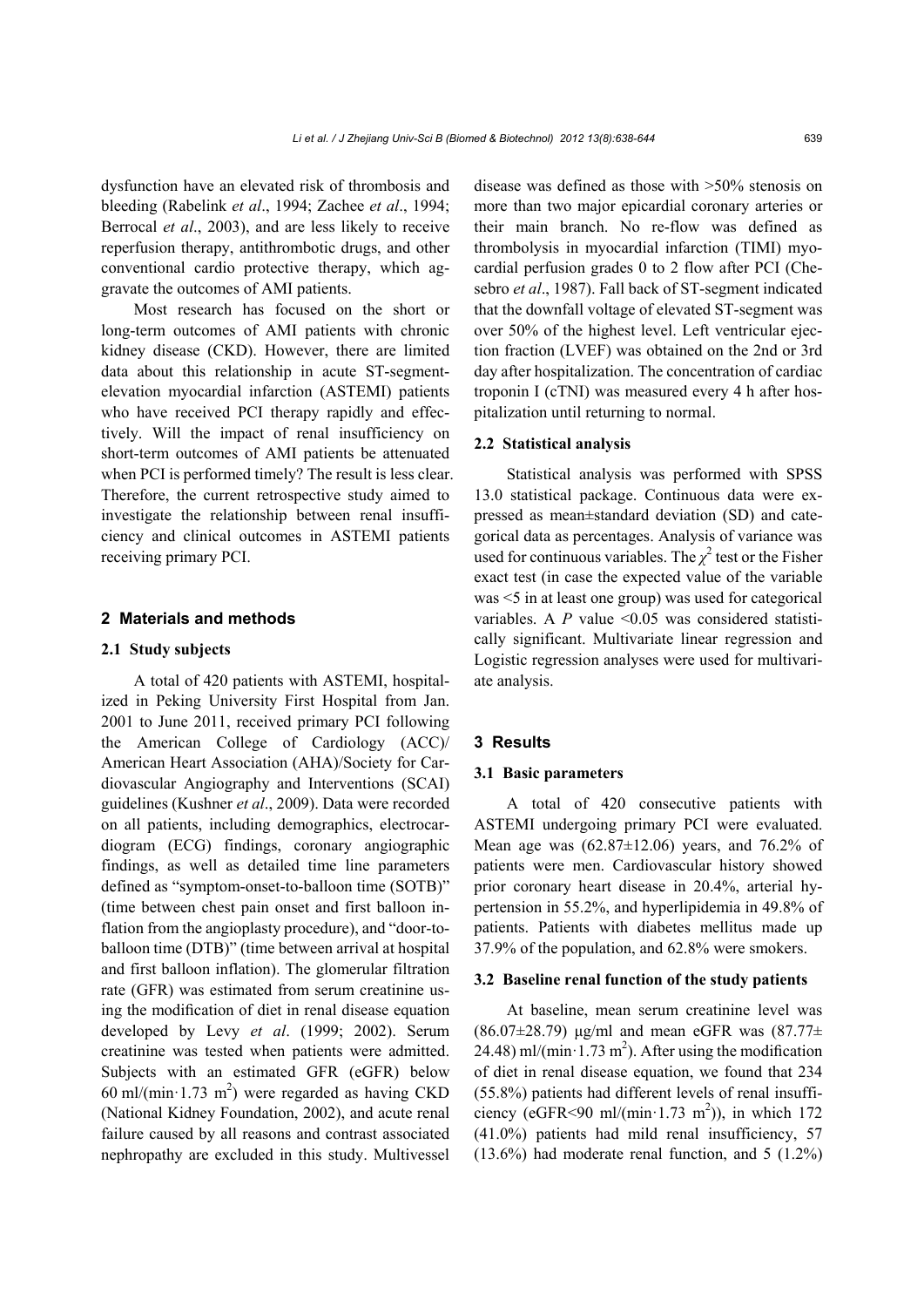dysfunction have an elevated risk of thrombosis and bleeding (Rabelink *et al*., 1994; Zachee *et al*., 1994; Berrocal *et al*., 2003), and are less likely to receive reperfusion therapy, antithrombotic drugs, and other conventional cardio protective therapy, which aggravate the outcomes of AMI patients.

Most research has focused on the short or long-term outcomes of AMI patients with chronic kidney disease (CKD). However, there are limited data about this relationship in acute ST-segment-elevation myocardial infarction (ASTEMI) patients who have received PCI therapy rapidly and effectively. Will the impact of renal insufficiency on short-term outcomes of AMI patients be attenuated when PCI is performed timely? The result is less clear. Therefore, the current retrospective study aimed to investigate the relationship between renal insufficiency and clinical outcomes in ASTEMI patients receiving primary PCI.

## 2 Materials and methods

### 2.1 Study subjects

A total of 420 patients with ASTEMI, hospitalized in Peking University First Hospital from Jan. 2001 to June 2011, received primary PCI following the American College of Cardiology (ACC)/ American Heart Association (AHA)/Society for Cardiovascular Angiography and Interventions (SCAI) guidelines (Kushner *et al*., 2009). Data were recorded on all patients, including demographics, electrocardiogram (ECG) findings, coronary angiographic findings, as well as detailed time line parameters defined as "symptom-onset-to-balloon time (SOTB)" (time between chest pain onset and first balloon inflation from the angioplasty procedure), and "door-to-balloon time (DTB)" (time between arrival at hospital and first balloon inflation). The glomerular filtration rate (GFR) was estimated from serum creatinine using the modification of diet in renal disease equation developed by Levy *et al*. (1999; 2002). Serum creatinine was tested when patients were admitted. Subjects with an estimated GFR (eGFR) below 60 ml/(min·1.73 $m^2$) were regarded as having CKD (National Kidney Foundation, 2002), and acute renal failure caused by all reasons and contrast associated nephropathy are excluded in this study. Multivessel disease was defined as those with >50% stenosis on more than two major epicardial coronary arteries or their main branch. No re-flow was defined as thrombolysis in myocardial infarction (TIMI) myocardial perfusion grades 0 to 2 flow after PCI (Chesebro *et al*., 1987). Fall back of ST-segment indicated that the downfall voltage of elevated ST-segment was over 50% of the highest level. Left ventricular ejection fraction (LVEF) was obtained on the 2nd or 3rd day after hospitalization. The concentration of cardiac troponin I (cTNI) was measured every 4 h after hospitalization until returning to normal.

### 2.2 Statistical analysis

Statistical analysis was performed with SPSS 13.0 statistical package. Continuous data were expressed as mean±standard deviation (SD) and categorical data as percentages. Analysis of variance was used for continuous variables. The $\chi^2$ test or the Fisher exact test (in case the expected value of the variable was <5 in at least one group) was used for categorical variables. A *P* value <0.05 was considered statistically significant. Multivariate linear regression and Logistic regression analyses were used for multivariate analysis.

## 3 Results

### 3.1 Basic parameters

A total of 420 consecutive patients with ASTEMI undergoing primary PCI were evaluated. Mean age was (62.87±12.06) years, and 76.2% of patients were men. Cardiovascular history showed prior coronary heart disease in 20.4%, arterial hypertension in 55.2%, and hyperlipidemia in 49.8% of patients. Patients with diabetes mellitus made up 37.9% of the population, and 62.8% were smokers.

### 3.2 Baseline renal function of the study patients

At baseline, mean serum creatinine level was (86.07±28.79) μg/ml and mean eGFR was (87.77± 24.48) ml/(min·1.73 $m^2$). After using the modification of diet in renal disease equation, we found that 234 (55.8%) patients had different levels of renal insufficiency (eGFR<90 ml/(min·1.73 $m^2$)), in which 172 (41.0%) patients had mild renal insufficiency, 57 (13.6%) had moderate renal function, and 5 (1.2%)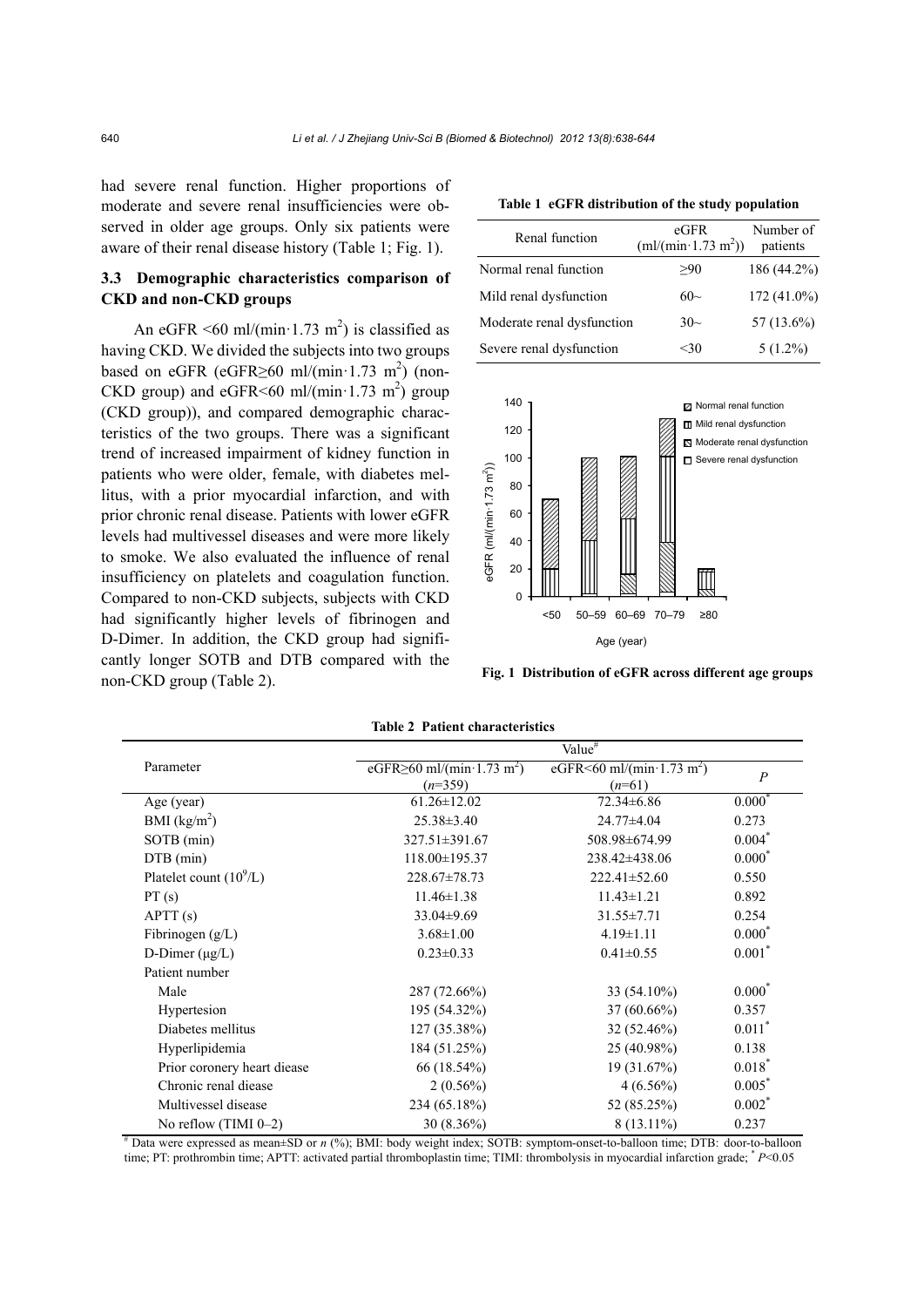had severe renal function. Higher proportions of moderate and severe renal insufficiencies were observed in older age groups. Only six patients were aware of their renal disease history (Table 1; Fig. 1).

### 3.3 Demographic characteristics comparison of CKD and non-CKD groups

An eGFR <60 ml/(min·1.73 m$^2$) is classified as having CKD. We divided the subjects into two groups based on eGFR (eGFR≥60 ml/(min·1.73 m$^2$) (non-CKD group) and eGFR<60 ml/(min·1.73 m$^2$) group (CKD group)), and compared demographic characteristics of the two groups. There was a significant trend of increased impairment of kidney function in patients who were older, female, with diabetes mellitus, with a prior myocardial infarction, and with prior chronic renal disease. Patients with lower eGFR levels had multivessel diseases and were more likely to smoke. We also evaluated the influence of renal insufficiency on platelets and coagulation function. Compared to non-CKD subjects, subjects with CKD had significantly higher levels of fibrinogen and D-Dimer. In addition, the CKD group had significantly longer SOTB and DTB compared with the non-CKD group (Table 2).

**Table 1 eGFR distribution of the study population**

| Renal function | eGFR (ml/(min·1.73 m$^2$)) | Number of patients |
|---|---|---|
| Normal renal function | ≥90 | 186 (44.2%) |
| Mild renal dysfunction | 60~ | 172 (41.0%) |
| Moderate renal dysfunction | 30~ | 57 (13.6%) |
| Severe renal dysfunction | <30 | 5 (1.2%) |

**Fig. 1 Distribution of eGFR across different age groups**

**Table 2 Patient characteristics**

| Parameter | Value[#] | | |
|---|---|---|---|
| | eGFR≥60 ml/(min·1.73 m$^2$) ($n$=359) | eGFR<60 ml/(min·1.73 m$^2$) ($n$=61) | $P$ |
| Age (year) | 61.26±12.02 | 72.34±6.86 | 0.000[*] |
| BMI (kg/m$^2$) | 25.38±3.40 | 24.77±4.04 | 0.273 |
| SOTB (min) | 327.51±391.67 | 508.98±674.99 | 0.004[*] |
| DTB (min) | 118.00±195.37 | 238.42±438.06 | 0.000[*] |
| Platelet count (10$^9$/L) | 228.67±78.73 | 222.41±52.60 | 0.550 |
| PT (s) | 11.46±1.38 | 11.43±1.21 | 0.892 |
| APTT (s) | 33.04±9.69 | 31.55±7.71 | 0.254 |
| Fibrinogen (g/L) | 3.68±1.00 | 4.19±1.11 | 0.000[*] |
| D-Dimer (μg/L) | 0.23±0.33 | 0.41±0.55 | 0.001[*] |
| Patient number | | | |
| Male | 287 (72.66%) | 33 (54.10%) | 0.000[*] |
| Hypertesion | 195 (54.32%) | 37 (60.66%) | 0.357 |
| Diabetes mellitus | 127 (35.38%) | 32 (52.46%) | 0.011[*] |
| Hyperlipidemia | 184 (51.25%) | 25 (40.98%) | 0.138 |
| Prior coronery heart diease | 66 (18.54%) | 19 (31.67%) | 0.018[*] |
| Chronic renal diease | 2 (0.56%) | 4 (6.56%) | 0.005[*] |
| Multivessel disease | 234 (65.18%) | 52 (85.25%) | 0.002[*] |
| No reflow (TIMI 0–2) | 30 (8.36%) | 8 (13.11%) | 0.237 |

[#] Data were expressed as mean±SD or $n$ (%); BMI: body weight index; SOTB: symptom-onset-to-balloon time; DTB: door-to-balloon time; PT: prothrombin time; APTT: activated partial thromboplastin time; TIMI: thrombolysis in myocardial infarction grade; [*] $P$<0.05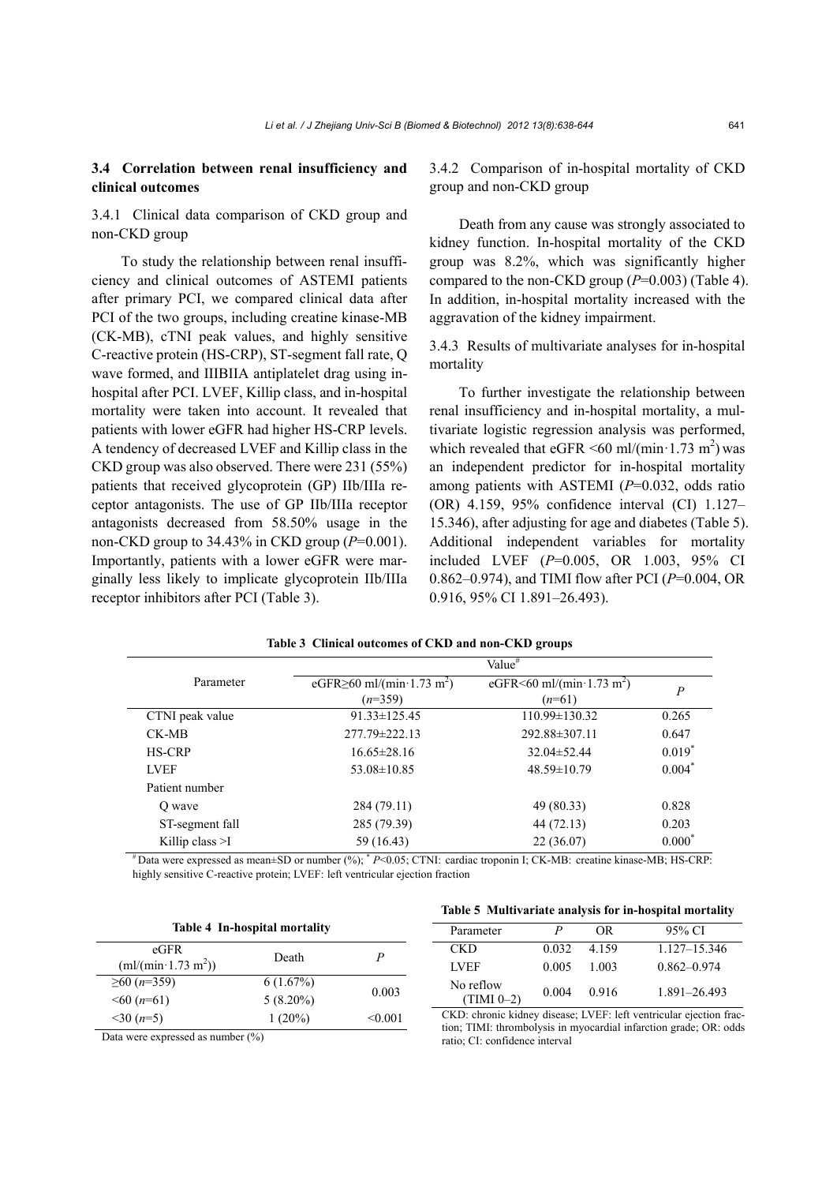### 3.4 Correlation between renal insufficiency and clinical outcomes

3.4.1 Clinical data comparison of CKD group and non-CKD group

To study the relationship between renal insufficiency and clinical outcomes of ASTEMI patients after primary PCI, we compared clinical data after PCI of the two groups, including creatine kinase-MB (CK-MB), cTNI peak values, and highly sensitive C-reactive protein (HS-CRP), ST-segment fall rate, Q wave formed, and IIIBIIA antiplatelet drag using in-hospital after PCI. LVEF, Killip class, and in-hospital mortality were taken into account. It revealed that patients with lower eGFR had higher HS-CRP levels. A tendency of decreased LVEF and Killip class in the CKD group was also observed. There were 231 (55%) patients that received glycoprotein (GP) IIb/IIIa receptor antagonists. The use of GP IIb/IIIa receptor antagonists decreased from 58.50% usage in the non-CKD group to 34.43% in CKD group ($P$=0.001). Importantly, patients with a lower eGFR were marginally less likely to implicate glycoprotein IIb/IIIa receptor inhibitors after PCI (Table 3).

3.4.2 Comparison of in-hospital mortality of CKD group and non-CKD group

Death from any cause was strongly associated to kidney function. In-hospital mortality of the CKD group was 8.2%, which was significantly higher compared to the non-CKD group ($P$=0.003) (Table 4). In addition, in-hospital mortality increased with the aggravation of the kidney impairment.

3.4.3 Results of multivariate analyses for in-hospital mortality

To further investigate the relationship between renal insufficiency and in-hospital mortality, a multivariate logistic regression analysis was performed, which revealed that eGFR <60 ml/(min·1.73 m$^2$) was an independent predictor for in-hospital mortality among patients with ASTEMI ($P$=0.032, odds ratio (OR) 4.159, 95% confidence interval (CI) 1.127–15.346), after adjusting for age and diabetes (Table 5). Additional independent variables for mortality included LVEF ($P$=0.005, OR 1.003, 95% CI 0.862–0.974), and TIMI flow after PCI ($P$=0.004, OR 0.916, 95% CI 1.891–26.493).

**Table 3 Clinical outcomes of CKD and non-CKD groups**

| Parameter | Value[#] | | |
|---|---|---|---|
| | eGFR≥60 ml/(min·1.73 m$^2$) ($n$=359) | eGFR<60 ml/(min·1.73 m$^2$) ($n$=61) | $P$ |
| CTNI peak value | 91.33±125.45 | 110.99±130.32 | 0.265 |
| CK-MB | 277.79±222.13 | 292.88±307.11 | 0.647 |
| HS-CRP | 16.65±28.16 | 32.04±52.44 | 0.019[*] |
| LVEF | 53.08±10.85 | 48.59±10.79 | 0.004[*] |
| Patient number | | | |
| Q wave | 284 (79.11) | 49 (80.33) | 0.828 |
| ST-segment fall | 285 (79.39) | 44 (72.13) | 0.203 |
| Killip class >I | 59 (16.43) | 22 (36.07) | 0.000[*] |

[#] Data were expressed as mean±SD or number (%); [*] $P$<0.05; CTNI: cardiac troponin I; CK-MB: creatine kinase-MB; HS-CRP: highly sensitive C-reactive protein; LVEF: left ventricular ejection fraction

**Table 4 In-hospital mortality**

| eGFR (ml/(min·1.73 m$^2$)) | Death | $P$ |
|---|---|---|
| ≥60 ($n$=359) | 6 (1.67%) | 0.003 |
| <60 ($n$=61) | 5 (8.20%) | |
| <30 ($n$=5) | 1 (20%) | <0.001 |

Data were expressed as number (%)

**Table 5 Multivariate analysis for in-hospital mortality**

| Parameter | $P$ | OR | 95% CI |
|---|---|---|---|
| CKD | 0.032 | 4.159 | 1.127–15.346 |
| LVEF | 0.005 | 1.003 | 0.862–0.974 |
| No reflow (TIMI 0–2) | 0.004 | 0.916 | 1.891–26.493 |

CKD: chronic kidney disease; LVEF: left ventricular ejection fraction; TIMI: thrombolysis in myocardial infarction grade; OR: odds ratio; CI: confidence interval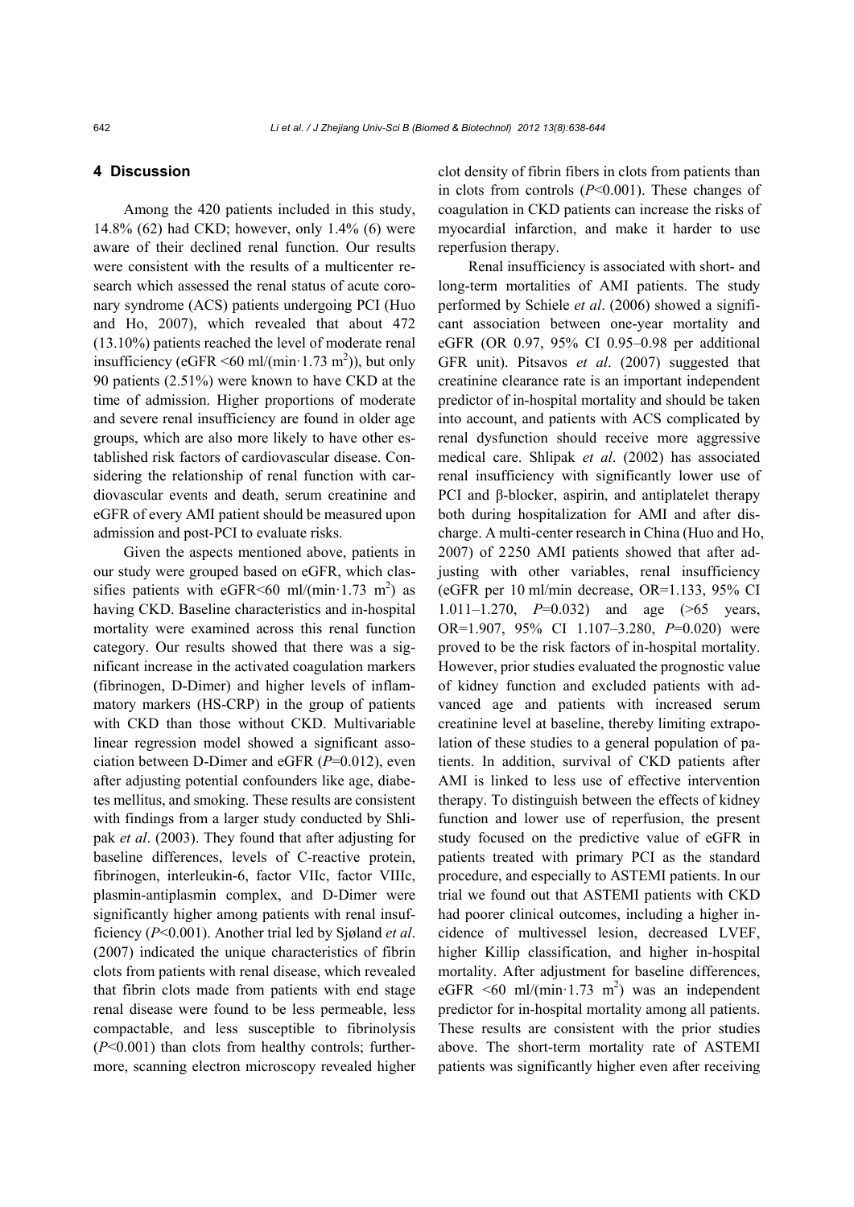## 4 Discussion

Among the 420 patients included in this study, 14.8% (62) had CKD; however, only 1.4% (6) were aware of their declined renal function. Our results were consistent with the results of a multicenter research which assessed the renal status of acute coronary syndrome (ACS) patients undergoing PCI (Huo and Ho, 2007), which revealed that about 472 (13.10%) patients reached the level of moderate renal insufficiency (eGFR <60 ml/(min·1.73 $m^2$)), but only 90 patients (2.51%) were known to have CKD at the time of admission. Higher proportions of moderate and severe renal insufficiency are found in older age groups, which are also more likely to have other established risk factors of cardiovascular disease. Considering the relationship of renal function with cardiovascular events and death, serum creatinine and eGFR of every AMI patient should be measured upon admission and post-PCI to evaluate risks.

Given the aspects mentioned above, patients in our study were grouped based on eGFR, which classifies patients with eGFR<60 ml/(min·1.73 $m^2$) as having CKD. Baseline characteristics and in-hospital mortality were examined across this renal function category. Our results showed that there was a significant increase in the activated coagulation markers (fibrinogen, D-Dimer) and higher levels of inflammatory markers (HS-CRP) in the group of patients with CKD than those without CKD. Multivariable linear regression model showed a significant association between D-Dimer and eGFR ($P$=0.012), even after adjusting potential confounders like age, diabetes mellitus, and smoking. These results are consistent with findings from a larger study conducted by Shlipak *et al*. (2003). They found that after adjusting for baseline differences, levels of C-reactive protein, fibrinogen, interleukin-6, factor VIIc, factor VIIIc, plasmin-antiplasmin complex, and D-Dimer were significantly higher among patients with renal insufficiency ($P$<0.001). Another trial led by Sjøland *et al*. (2007) indicated the unique characteristics of fibrin clots from patients with renal disease, which revealed that fibrin clots made from patients with end stage renal disease were found to be less permeable, less compactable, and less susceptible to fibrinolysis ($P$<0.001) than clots from healthy controls; furthermore, scanning electron microscopy revealed higher clot density of fibrin fibers in clots from patients than in clots from controls ($P$<0.001). These changes of coagulation in CKD patients can increase the risks of myocardial infarction, and make it harder to use reperfusion therapy.

Renal insufficiency is associated with short- and long-term mortalities of AMI patients. The study performed by Schiele *et al*. (2006) showed a significant association between one-year mortality and eGFR (OR 0.97, 95% CI 0.95–0.98 per additional GFR unit). Pitsavos *et al*. (2007) suggested that creatinine clearance rate is an important independent predictor of in-hospital mortality and should be taken into account, and patients with ACS complicated by renal dysfunction should receive more aggressive medical care. Shlipak *et al*. (2002) has associated renal insufficiency with significantly lower use of PCI and β-blocker, aspirin, and antiplatelet therapy both during hospitalization for AMI and after discharge. A multi-center research in China (Huo and Ho, 2007) of 2250 AMI patients showed that after adjusting with other variables, renal insufficiency (eGFR per 10 ml/min decrease, OR=1.133, 95% CI 1.011–1.270, $P$=0.032) and age (>65 years, OR=1.907, 95% CI 1.107–3.280, $P$=0.020) were proved to be the risk factors of in-hospital mortality. However, prior studies evaluated the prognostic value of kidney function and excluded patients with advanced age and patients with increased serum creatinine level at baseline, thereby limiting extrapolation of these studies to a general population of patients. In addition, survival of CKD patients after AMI is linked to less use of effective intervention therapy. To distinguish between the effects of kidney function and lower use of reperfusion, the present study focused on the predictive value of eGFR in patients treated with primary PCI as the standard procedure, and especially to ASTEMI patients. In our trial we found out that ASTEMI patients with CKD had poorer clinical outcomes, including a higher incidence of multivessel lesion, decreased LVEF, higher Killip classification, and higher in-hospital mortality. After adjustment for baseline differences, eGFR <60 ml/(min·1.73 $m^2$) was an independent predictor for in-hospital mortality among all patients. These results are consistent with the prior studies above. The short-term mortality rate of ASTEMI patients was significantly higher even after receiving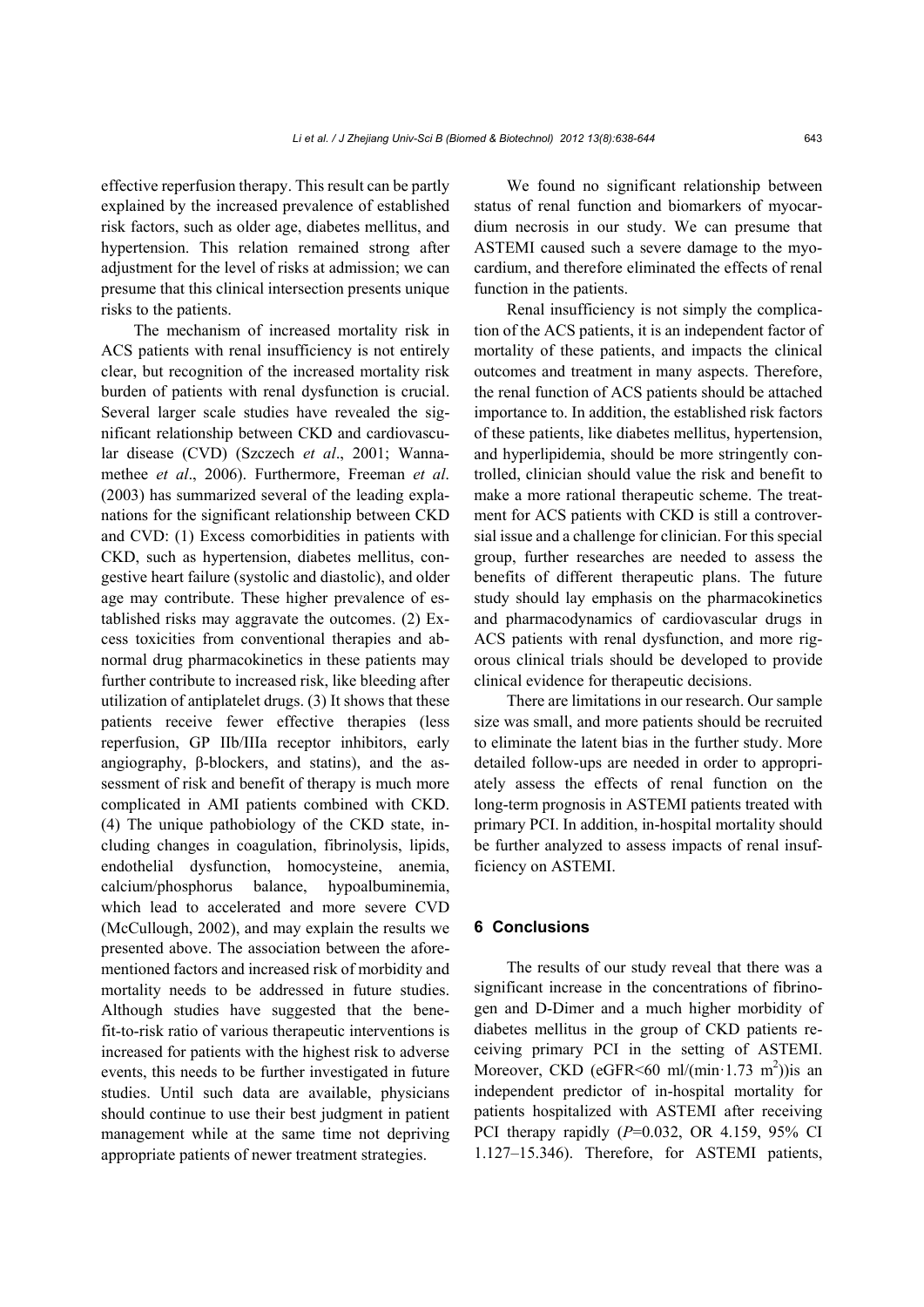effective reperfusion therapy. This result can be partly explained by the increased prevalence of established risk factors, such as older age, diabetes mellitus, and hypertension. This relation remained strong after adjustment for the level of risks at admission; we can presume that this clinical intersection presents unique risks to the patients.

The mechanism of increased mortality risk in ACS patients with renal insufficiency is not entirely clear, but recognition of the increased mortality risk burden of patients with renal dysfunction is crucial. Several larger scale studies have revealed the significant relationship between CKD and cardiovascular disease (CVD) (Szczech *et al*., 2001; Wannamethee *et al*., 2006). Furthermore, Freeman *et al*. (2003) has summarized several of the leading explanations for the significant relationship between CKD and CVD: (1) Excess comorbidities in patients with CKD, such as hypertension, diabetes mellitus, congestive heart failure (systolic and diastolic), and older age may contribute. These higher prevalence of established risks may aggravate the outcomes. (2) Excess toxicities from conventional therapies and abnormal drug pharmacokinetics in these patients may further contribute to increased risk, like bleeding after utilization of antiplatelet drugs. (3) It shows that these patients receive fewer effective therapies (less reperfusion, GP IIb/IIIa receptor inhibitors, early angiography, β-blockers, and statins), and the assessment of risk and benefit of therapy is much more complicated in AMI patients combined with CKD. (4) The unique pathobiology of the CKD state, including changes in coagulation, fibrinolysis, lipids, endothelial dysfunction, homocysteine, anemia, calcium/phosphorus balance, hypoalbuminemia, which lead to accelerated and more severe CVD (McCullough, 2002), and may explain the results we presented above. The association between the aforementioned factors and increased risk of morbidity and mortality needs to be addressed in future studies. Although studies have suggested that the benefit-to-risk ratio of various therapeutic interventions is increased for patients with the highest risk to adverse events, this needs to be further investigated in future studies. Until such data are available, physicians should continue to use their best judgment in patient management while at the same time not depriving appropriate patients of newer treatment strategies.

We found no significant relationship between status of renal function and biomarkers of myocardium necrosis in our study. We can presume that ASTEMI caused such a severe damage to the myocardium, and therefore eliminated the effects of renal function in the patients.

Renal insufficiency is not simply the complication of the ACS patients, it is an independent factor of mortality of these patients, and impacts the clinical outcomes and treatment in many aspects. Therefore, the renal function of ACS patients should be attached importance to. In addition, the established risk factors of these patients, like diabetes mellitus, hypertension, and hyperlipidemia, should be more stringently controlled, clinician should value the risk and benefit to make a more rational therapeutic scheme. The treatment for ACS patients with CKD is still a controversial issue and a challenge for clinician. For this special group, further researches are needed to assess the benefits of different therapeutic plans. The future study should lay emphasis on the pharmacokinetics and pharmacodynamics of cardiovascular drugs in ACS patients with renal dysfunction, and more rigorous clinical trials should be developed to provide clinical evidence for therapeutic decisions.

There are limitations in our research. Our sample size was small, and more patients should be recruited to eliminate the latent bias in the further study. More detailed follow-ups are needed in order to appropriately assess the effects of renal function on the long-term prognosis in ASTEMI patients treated with primary PCI. In addition, in-hospital mortality should be further analyzed to assess impacts of renal insufficiency on ASTEMI.

## 6 Conclusions

The results of our study reveal that there was a significant increase in the concentrations of fibrinogen and D-Dimer and a much higher morbidity of diabetes mellitus in the group of CKD patients receiving primary PCI in the setting of ASTEMI. Moreover, CKD (eGFR<60 ml/(min·1.73 $m^2$))is an independent predictor of in-hospital mortality for patients hospitalized with ASTEMI after receiving PCI therapy rapidly ($P$=0.032, OR 4.159, 95% CI 1.127–15.346). Therefore, for ASTEMI patients,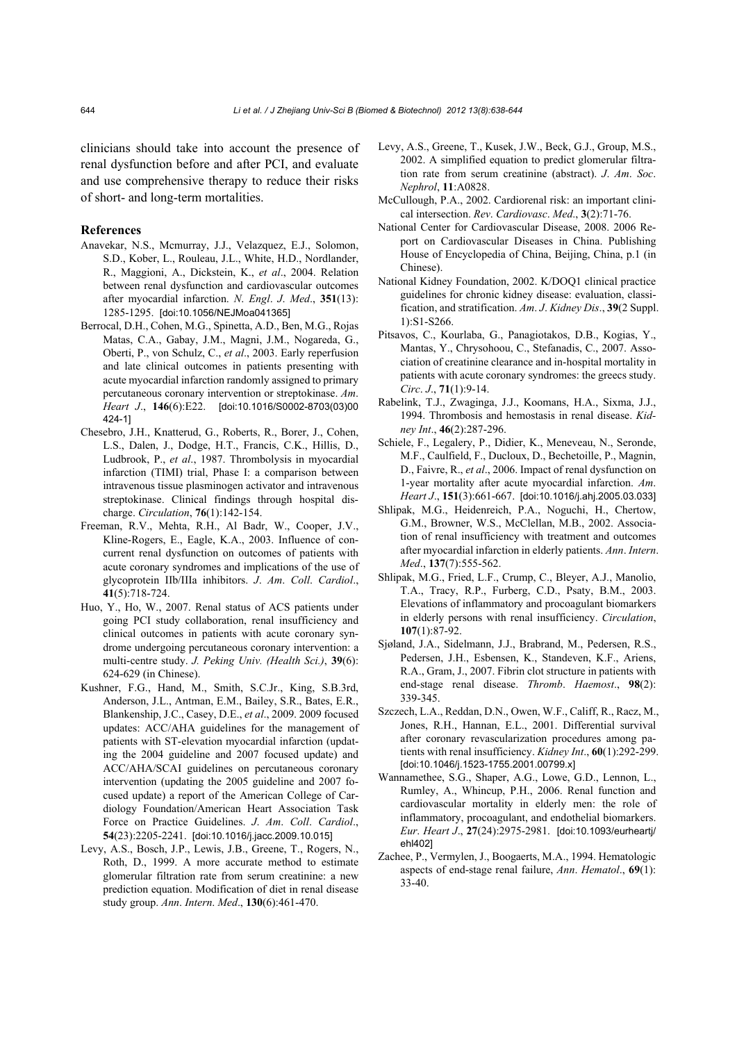clinicians should take into account the presence of renal dysfunction before and after PCI, and evaluate and use comprehensive therapy to reduce their risks of short- and long-term mortalities.

## References

Anavekar, N.S., Mcmurray, J.J., Velazquez, E.J., Solomon, S.D., Kober, L., Rouleau, J.L., White, H.D., Nordlander, R., Maggioni, A., Dickstein, K., *et al*., 2004. Relation between renal dysfunction and cardiovascular outcomes after myocardial infarction. *N. Engl. J. Med*., **351**(13): 1285-1295. [doi:10.1056/NEJMoa041365]

Berrocal, D.H., Cohen, M.G., Spinetta, A.D., Ben, M.G., Rojas Matas, C.A., Gabay, J.M., Magni, J.M., Nogareda, G., Oberti, P., von Schulz, C., *et al*., 2003. Early reperfusion and late clinical outcomes in patients presenting with acute myocardial infarction randomly assigned to primary percutaneous coronary intervention or streptokinase. *Am. Heart J*., **146**(6):E22. [doi:10.1016/S0002-8703(03)00424-1]

Chesebro, J.H., Knatterud, G., Roberts, R., Borer, J., Cohen, L.S., Dalen, J., Dodge, H.T., Francis, C.K., Hillis, D., Ludbrook, P., *et al*., 1987. Thrombolysis in myocardial infarction (TIMI) trial, Phase I: a comparison between intravenous tissue plasminogen activator and intravenous streptokinase. Clinical findings through hospital discharge. *Circulation*, **76**(1):142-154.

Freeman, R.V., Mehta, R.H., Al Badr, W., Cooper, J.V., Kline-Rogers, E., Eagle, K.A., 2003. Influence of concurrent renal dysfunction on outcomes of patients with acute coronary syndromes and implications of the use of glycoprotein IIb/IIIa inhibitors. *J. Am. Coll. Cardiol*., **41**(5):718-724.

Huo, Y., Ho, W., 2007. Renal status of ACS patients under going PCI study collaboration, renal insufficiency and clinical outcomes in patients with acute coronary syndrome undergoing percutaneous coronary intervention: a multi-centre study. *J. Peking Univ. (Health Sci.)*, **39**(6): 624-629 (in Chinese).

Kushner, F.G., Hand, M., Smith, S.C.Jr., King, S.B.3rd, Anderson, J.L., Antman, E.M., Bailey, S.R., Bates, E.R., Blankenship, J.C., Casey, D.E., *et al*., 2009. 2009 focused updates: ACC/AHA guidelines for the management of patients with ST-elevation myocardial infarction (updating the 2004 guideline and 2007 focused update) and ACC/AHA/SCAI guidelines on percutaneous coronary intervention (updating the 2005 guideline and 2007 focused update) a report of the American College of Cardiology Foundation/American Heart Association Task Force on Practice Guidelines. *J. Am. Coll. Cardiol*., **54**(23):2205-2241. [doi:10.1016/j.jacc.2009.10.015]

Levy, A.S., Bosch, J.P., Lewis, J.B., Greene, T., Rogers, N., Roth, D., 1999. A more accurate method to estimate glomerular filtration rate from serum creatinine: a new prediction equation. Modification of diet in renal disease study group. *Ann. Intern. Med*., **130**(6):461-470.

Levy, A.S., Greene, T., Kusek, J.W., Beck, G.J., Group, M.S., 2002. A simplified equation to predict glomerular filtration rate from serum creatinine (abstract). *J. Am. Soc. Nephrol*, **11**:A0828.

McCullough, P.A., 2002. Cardiorenal risk: an important clinical intersection. *Rev. Cardiovasc. Med*., **3**(2):71-76.

National Center for Cardiovascular Disease, 2008. 2006 Report on Cardiovascular Diseases in China. Publishing House of Encyclopedia of China, Beijing, China, p.1 (in Chinese).

National Kidney Foundation, 2002. K/DOQ1 clinical practice guidelines for chronic kidney disease: evaluation, classification, and stratification. *Am. J. Kidney Dis*., **39**(2 Suppl. 1):S1-S266.

Pitsavos, C., Kourlaba, G., Panagiotakos, D.B., Kogias, Y., Mantas, Y., Chrysohoou, C., Stefanadis, C., 2007. Association of creatinine clearance and in-hospital mortality in patients with acute coronary syndromes: the greecs study. *Circ. J*., **71**(1):9-14.

Rabelink, T.J., Zwaginga, J.J., Koomans, H.A., Sixma, J.J., 1994. Thrombosis and hemostasis in renal disease. *Kidney Int*., **46**(2):287-296.

Schiele, F., Legalery, P., Didier, K., Meneveau, N., Seronde, M.F., Caulfield, F., Ducloux, D., Bechetoille, P., Magnin, D., Faivre, R., *et al*., 2006. Impact of renal dysfunction on 1-year mortality after acute myocardial infarction. *Am. Heart J*., **151**(3):661-667. [doi:10.1016/j.ahj.2005.03.033]

Shlipak, M.G., Heidenreich, P.A., Noguchi, H., Chertow, G.M., Browner, W.S., McClellan, M.B., 2002. Association of renal insufficiency with treatment and outcomes after myocardial infarction in elderly patients. *Ann. Intern. Med*., **137**(7):555-562.

Shlipak, M.G., Fried, L.F., Crump, C., Bleyer, A.J., Manolio, T.A., Tracy, R.P., Furberg, C.D., Psaty, B.M., 2003. Elevations of inflammatory and procoagulant biomarkers in elderly persons with renal insufficiency. *Circulation*, **107**(1):87-92.

Sjøland, J.A., Sidelmann, J.J., Brabrand, M., Pedersen, R.S., Pedersen, J.H., Esbensen, K., Standeven, K.F., Ariens, R.A., Gram, J., 2007. Fibrin clot structure in patients with end-stage renal disease. *Thromb. Haemost*., **98**(2): 339-345.

Szczech, L.A., Reddan, D.N., Owen, W.F., Califf, R., Racz, M., Jones, R.H., Hannan, E.L., 2001. Differential survival after coronary revascularization procedures among patients with renal insufficiency. *Kidney Int*., **60**(1):292-299. [doi:10.1046/j.1523-1755.2001.00799.x]

Wannamethee, S.G., Shaper, A.G., Lowe, G.D., Lennon, L., Rumley, A., Whincup, P.H., 2006. Renal function and cardiovascular mortality in elderly men: the role of inflammatory, procoagulant, and endothelial biomarkers. *Eur. Heart J*., **27**(24):2975-2981. [doi:10.1093/eurheartj/ehl402]

Zachee, P., Vermylen, J., Boogaerts, M.A., 1994. Hematologic aspects of end-stage renal failure, *Ann. Hematol*., **69**(1): 33-40.